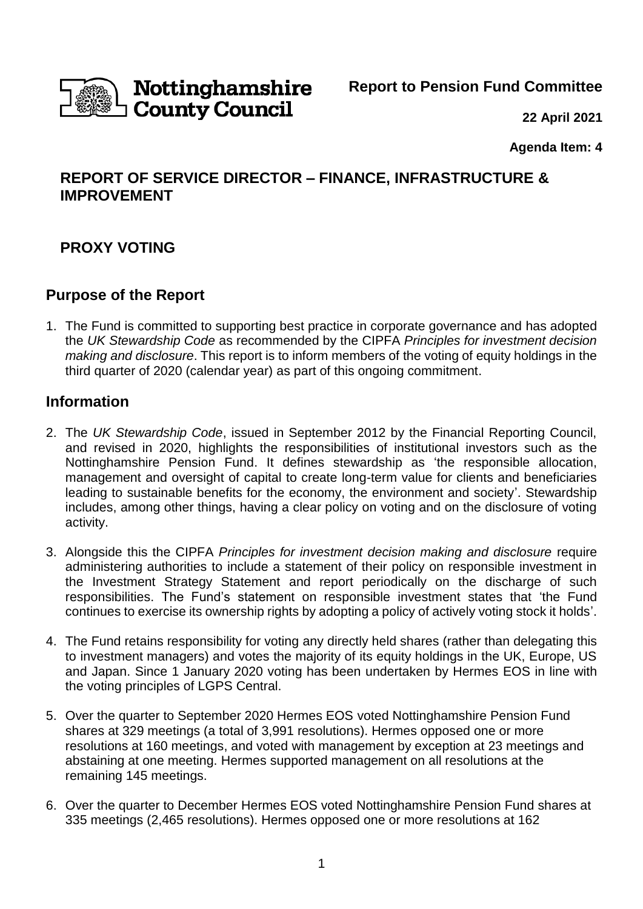Nottinghamshire County Council

**Report to Pension Fund Committee**

**22 April 2021**

**Agenda Item: 4**

## REPORT OF SERVICE DIRECTOR – FINANCE, INFRASTRUCTURE & IMPROVEMENT

## PROXY VOTING

## Purpose of the Report

1. The Fund is committed to supporting best practice in corporate governance and has adopted the *UK Stewardship Code* as recommended by the CIPFA *Principles for investment decision making and disclosure*. This report is to inform members of the voting of equity holdings in the third quarter of 2020 (calendar year) as part of this ongoing commitment.

## Information

2. The *UK Stewardship Code*, issued in September 2012 by the Financial Reporting Council, and revised in 2020, highlights the responsibilities of institutional investors such as the Nottinghamshire Pension Fund. It defines stewardship as 'the responsible allocation, management and oversight of capital to create long-term value for clients and beneficiaries leading to sustainable benefits for the economy, the environment and society'. Stewardship includes, among other things, having a clear policy on voting and on the disclosure of voting activity.

3. Alongside this the CIPFA *Principles for investment decision making and disclosure* require administering authorities to include a statement of their policy on responsible investment in the Investment Strategy Statement and report periodically on the discharge of such responsibilities. The Fund's statement on responsible investment states that 'the Fund continues to exercise its ownership rights by adopting a policy of actively voting stock it holds'.

4. The Fund retains responsibility for voting any directly held shares (rather than delegating this to investment managers) and votes the majority of its equity holdings in the UK, Europe, US and Japan. Since 1 January 2020 voting has been undertaken by Hermes EOS in line with the voting principles of LGPS Central.

5. Over the quarter to September 2020 Hermes EOS voted Nottinghamshire Pension Fund shares at 329 meetings (a total of 3,991 resolutions). Hermes opposed one or more resolutions at 160 meetings, and voted with management by exception at 23 meetings and abstaining at one meeting. Hermes supported management on all resolutions at the remaining 145 meetings.

6. Over the quarter to December Hermes EOS voted Nottinghamshire Pension Fund shares at 335 meetings (2,465 resolutions). Hermes opposed one or more resolutions at 162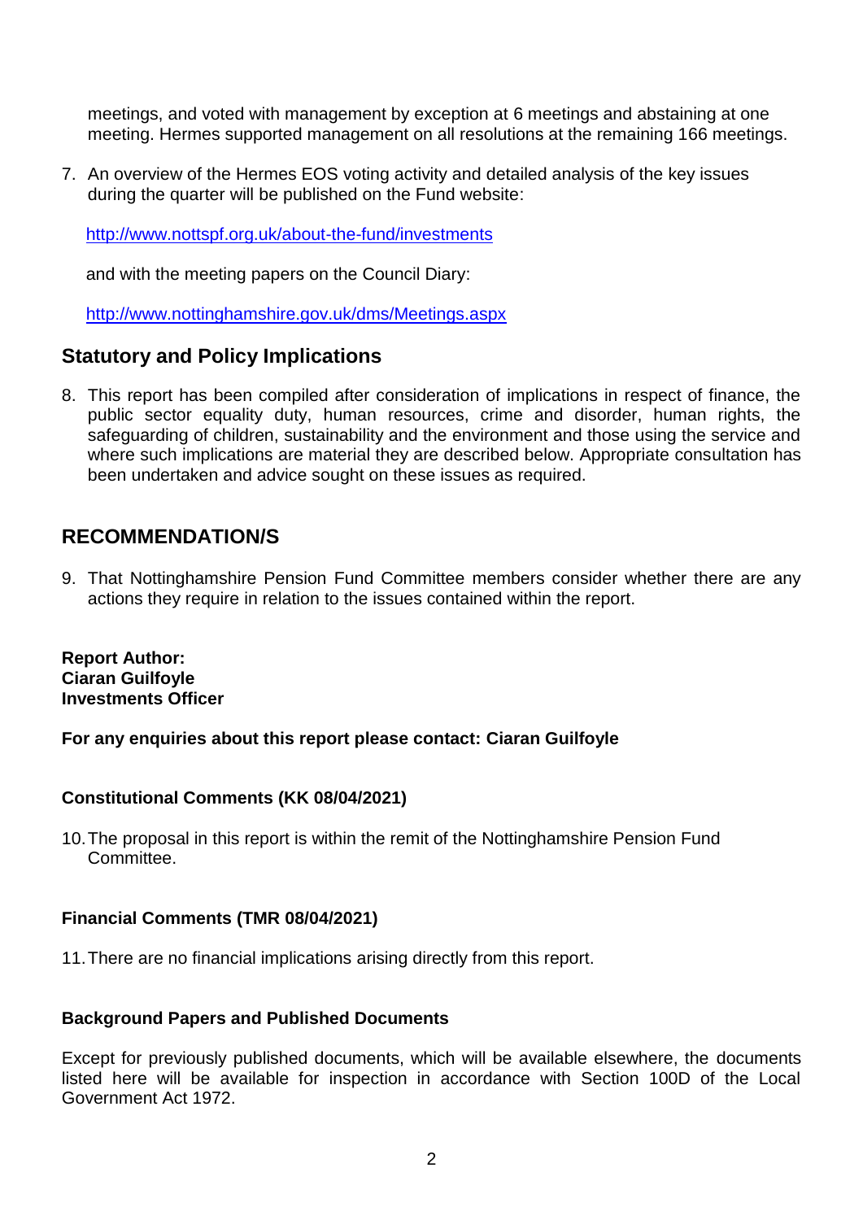meetings, and voted with management by exception at 6 meetings and abstaining at one meeting. Hermes supported management on all resolutions at the remaining 166 meetings.

7. An overview of the Hermes EOS voting activity and detailed analysis of the key issues during the quarter will be published on the Fund website:

   http://www.nottspf.org.uk/about-the-fund/investments

   and with the meeting papers on the Council Diary:

   http://www.nottinghamshire.gov.uk/dms/Meetings.aspx

## Statutory and Policy Implications

8. This report has been compiled after consideration of implications in respect of finance, the public sector equality duty, human resources, crime and disorder, human rights, the safeguarding of children, sustainability and the environment and those using the service and where such implications are material they are described below. Appropriate consultation has been undertaken and advice sought on these issues as required.

## RECOMMENDATION/S

9. That Nottinghamshire Pension Fund Committee members consider whether there are any actions they require in relation to the issues contained within the report.

**Report Author:**
**Ciaran Guilfoyle**
**Investments Officer**

**For any enquiries about this report please contact: Ciaran Guilfoyle**

**Constitutional Comments (KK 08/04/2021)**

10. The proposal in this report is within the remit of the Nottinghamshire Pension Fund Committee.

**Financial Comments (TMR 08/04/2021)**

11. There are no financial implications arising directly from this report.

**Background Papers and Published Documents**

Except for previously published documents, which will be available elsewhere, the documents listed here will be available for inspection in accordance with Section 100D of the Local Government Act 1972.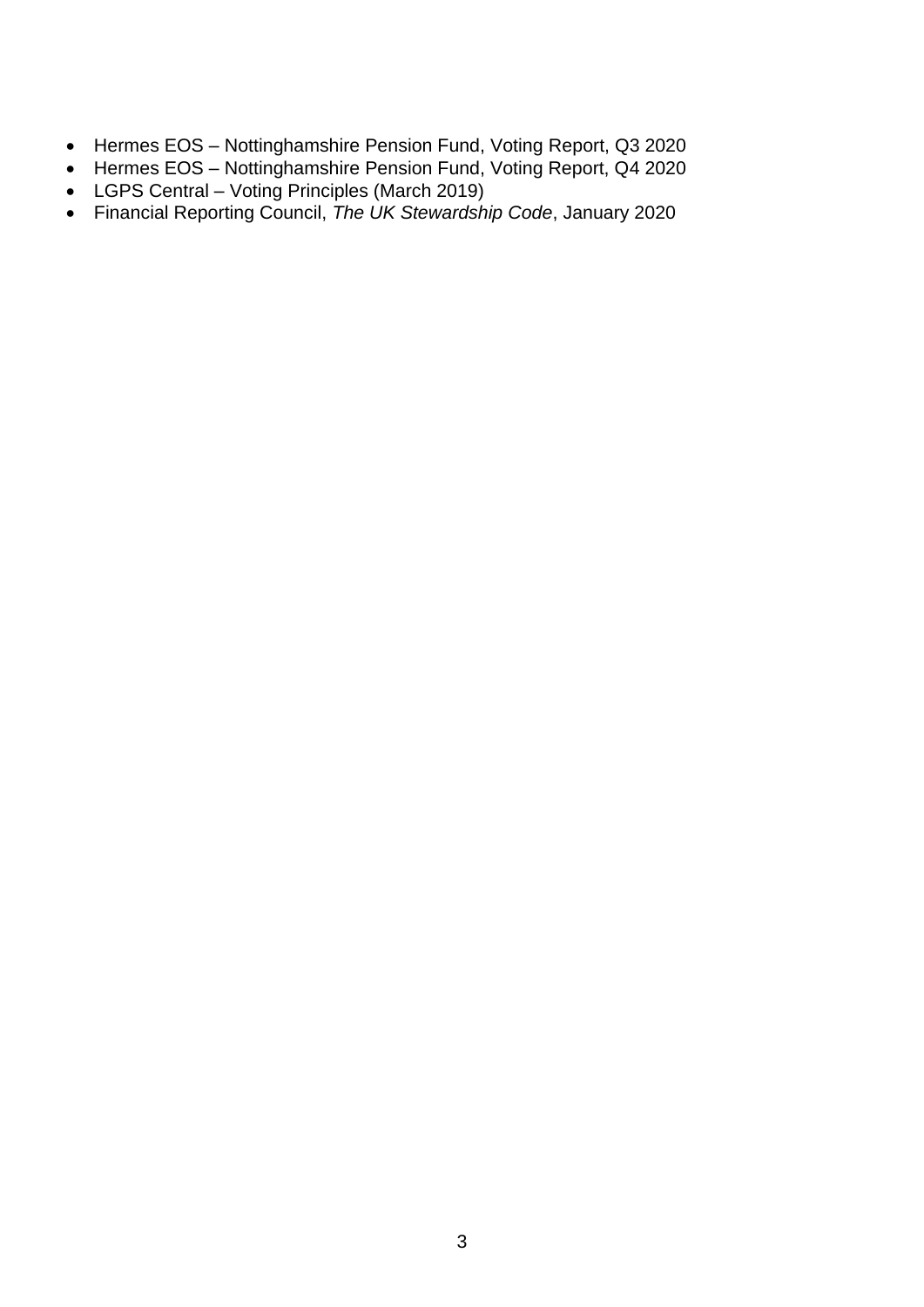- Hermes EOS – Nottinghamshire Pension Fund, Voting Report, Q3 2020
- Hermes EOS – Nottinghamshire Pension Fund, Voting Report, Q4 2020
- LGPS Central – Voting Principles (March 2019)
- Financial Reporting Council, *The UK Stewardship Code*, January 2020